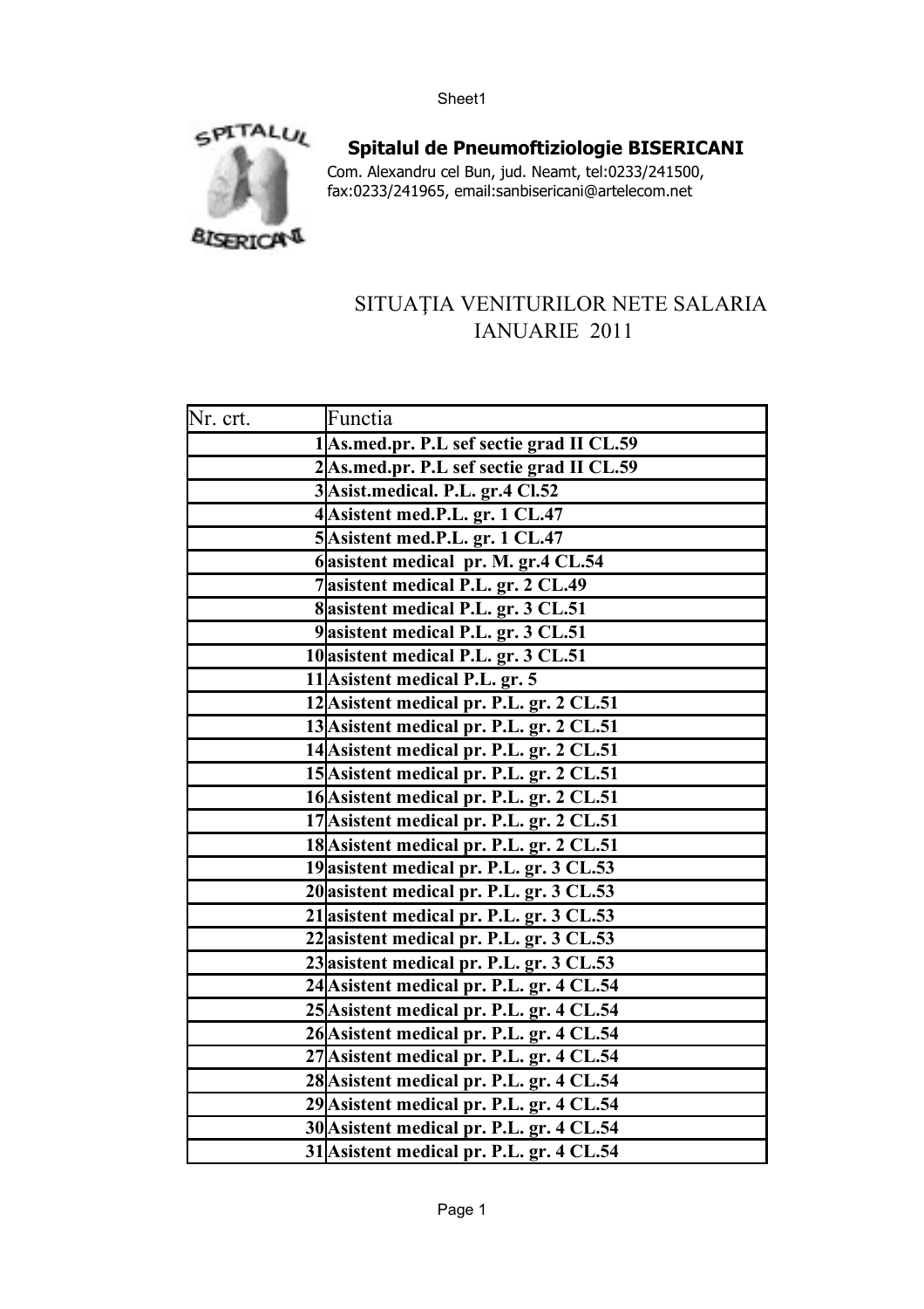**Spitalul de Pneumoftiziologie BISERICANI**

Com. Alexandru cel Bun, jud. Neamt, tel:0233/241500,
fax:0233/241965, email:sanbisericani@artelecom.net

## SITUAŢIA VENITURILOR NETE SALARIA
## IANUARIE 2011

| Nr. crt. | Functia |
|---|---|
| 1 | **As.med.pr. P.L sef sectie grad II CL.59** |
| 2 | **As.med.pr. P.L sef sectie grad II CL.59** |
| 3 | **Asist.medical. P.L. gr.4 Cl.52** |
| 4 | **Asistent med.P.L. gr. 1 CL.47** |
| 5 | **Asistent med.P.L. gr. 1 CL.47** |
| 6 | **asistent medical pr. M. gr.4 CL.54** |
| 7 | **asistent medical P.L. gr. 2 CL.49** |
| 8 | **asistent medical P.L. gr. 3 CL.51** |
| 9 | **asistent medical P.L. gr. 3 CL.51** |
| 10 | **asistent medical P.L. gr. 3 CL.51** |
| 11 | **Asistent medical P.L. gr. 5** |
| 12 | **Asistent medical pr. P.L. gr. 2 CL.51** |
| 13 | **Asistent medical pr. P.L. gr. 2 CL.51** |
| 14 | **Asistent medical pr. P.L. gr. 2 CL.51** |
| 15 | **Asistent medical pr. P.L. gr. 2 CL.51** |
| 16 | **Asistent medical pr. P.L. gr. 2 CL.51** |
| 17 | **Asistent medical pr. P.L. gr. 2 CL.51** |
| 18 | **Asistent medical pr. P.L. gr. 2 CL.51** |
| 19 | **asistent medical pr. P.L. gr. 3 CL.53** |
| 20 | **asistent medical pr. P.L. gr. 3 CL.53** |
| 21 | **asistent medical pr. P.L. gr. 3 CL.53** |
| 22 | **asistent medical pr. P.L. gr. 3 CL.53** |
| 23 | **asistent medical pr. P.L. gr. 3 CL.53** |
| 24 | **Asistent medical pr. P.L. gr. 4 CL.54** |
| 25 | **Asistent medical pr. P.L. gr. 4 CL.54** |
| 26 | **Asistent medical pr. P.L. gr. 4 CL.54** |
| 27 | **Asistent medical pr. P.L. gr. 4 CL.54** |
| 28 | **Asistent medical pr. P.L. gr. 4 CL.54** |
| 29 | **Asistent medical pr. P.L. gr. 4 CL.54** |
| 30 | **Asistent medical pr. P.L. gr. 4 CL.54** |
| 31 | **Asistent medical pr. P.L. gr. 4 CL.54** |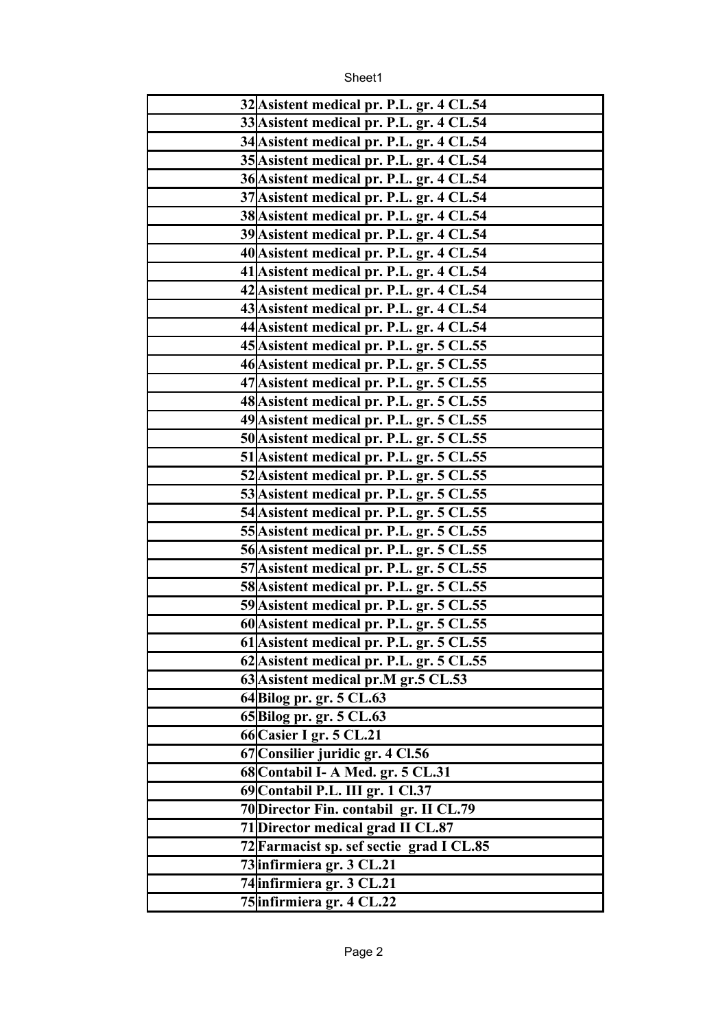| | |
|---|---|
| 32 | Asistent medical pr. P.L. gr. 4 CL.54 |
| 33 | Asistent medical pr. P.L. gr. 4 CL.54 |
| 34 | Asistent medical pr. P.L. gr. 4 CL.54 |
| 35 | Asistent medical pr. P.L. gr. 4 CL.54 |
| 36 | Asistent medical pr. P.L. gr. 4 CL.54 |
| 37 | Asistent medical pr. P.L. gr. 4 CL.54 |
| 38 | Asistent medical pr. P.L. gr. 4 CL.54 |
| 39 | Asistent medical pr. P.L. gr. 4 CL.54 |
| 40 | Asistent medical pr. P.L. gr. 4 CL.54 |
| 41 | Asistent medical pr. P.L. gr. 4 CL.54 |
| 42 | Asistent medical pr. P.L. gr. 4 CL.54 |
| 43 | Asistent medical pr. P.L. gr. 4 CL.54 |
| 44 | Asistent medical pr. P.L. gr. 4 CL.54 |
| 45 | Asistent medical pr. P.L. gr. 5 CL.55 |
| 46 | Asistent medical pr. P.L. gr. 5 CL.55 |
| 47 | Asistent medical pr. P.L. gr. 5 CL.55 |
| 48 | Asistent medical pr. P.L. gr. 5 CL.55 |
| 49 | Asistent medical pr. P.L. gr. 5 CL.55 |
| 50 | Asistent medical pr. P.L. gr. 5 CL.55 |
| 51 | Asistent medical pr. P.L. gr. 5 CL.55 |
| 52 | Asistent medical pr. P.L. gr. 5 CL.55 |
| 53 | Asistent medical pr. P.L. gr. 5 CL.55 |
| 54 | Asistent medical pr. P.L. gr. 5 CL.55 |
| 55 | Asistent medical pr. P.L. gr. 5 CL.55 |
| 56 | Asistent medical pr. P.L. gr. 5 CL.55 |
| 57 | Asistent medical pr. P.L. gr. 5 CL.55 |
| 58 | Asistent medical pr. P.L. gr. 5 CL.55 |
| 59 | Asistent medical pr. P.L. gr. 5 CL.55 |
| 60 | Asistent medical pr. P.L. gr. 5 CL.55 |
| 61 | Asistent medical pr. P.L. gr. 5 CL.55 |
| 62 | Asistent medical pr. P.L. gr. 5 CL.55 |
| 63 | Asistent medical pr.M gr.5 CL.53 |
| 64 | Bilog pr. gr. 5 CL.63 |
| 65 | Bilog pr. gr. 5 CL.63 |
| 66 | Casier I gr. 5 CL.21 |
| 67 | Consilier juridic gr. 4 Cl.56 |
| 68 | Contabil I- A Med. gr. 5 CL.31 |
| 69 | Contabil P.L. III gr. 1 Cl.37 |
| 70 | Director Fin. contabil gr. II CL.79 |
| 71 | Director medical grad II CL.87 |
| 72 | Farmacist sp. sef sectie grad I CL.85 |
| 73 | infirmiera gr. 3 CL.21 |
| 74 | infirmiera gr. 3 CL.21 |
| 75 | infirmiera gr. 4 CL.22 |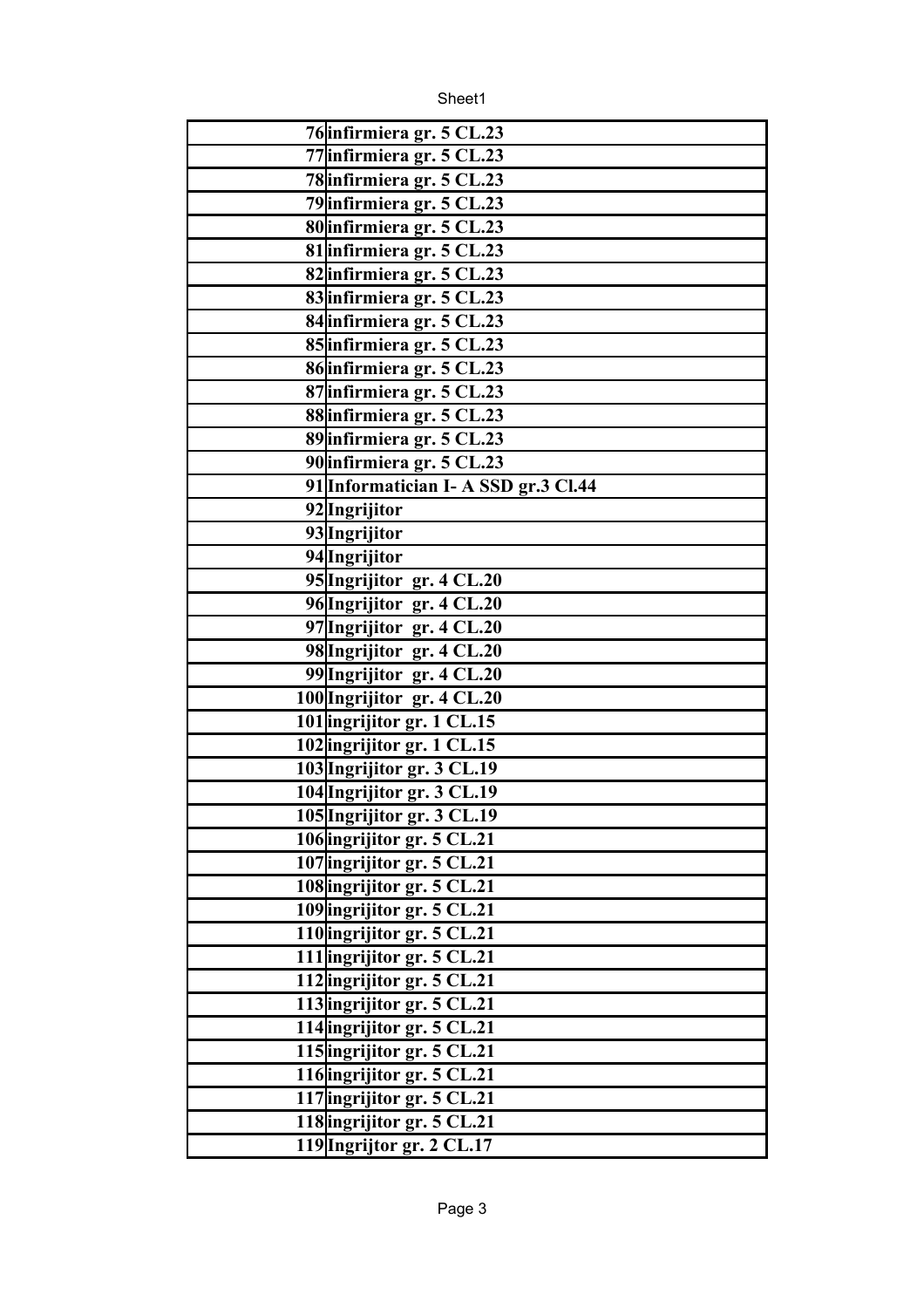| | | |
|---|---|---|
| | 76 | infirmiera gr. 5 CL.23 |
| | 77 | infirmiera gr. 5 CL.23 |
| | 78 | infirmiera gr. 5 CL.23 |
| | 79 | infirmiera gr. 5 CL.23 |
| | 80 | infirmiera gr. 5 CL.23 |
| | 81 | infirmiera gr. 5 CL.23 |
| | 82 | infirmiera gr. 5 CL.23 |
| | 83 | infirmiera gr. 5 CL.23 |
| | 84 | infirmiera gr. 5 CL.23 |
| | 85 | infirmiera gr. 5 CL.23 |
| | 86 | infirmiera gr. 5 CL.23 |
| | 87 | infirmiera gr. 5 CL.23 |
| | 88 | infirmiera gr. 5 CL.23 |
| | 89 | infirmiera gr. 5 CL.23 |
| | 90 | infirmiera gr. 5 CL.23 |
| | 91 | Informatician I- A SSD gr.3 Cl.44 |
| | 92 | Ingrijitor |
| | 93 | Ingrijitor |
| | 94 | Ingrijitor |
| | 95 | Ingrijitor gr. 4 CL.20 |
| | 96 | Ingrijitor gr. 4 CL.20 |
| | 97 | Ingrijitor gr. 4 CL.20 |
| | 98 | Ingrijitor gr. 4 CL.20 |
| | 99 | Ingrijitor gr. 4 CL.20 |
| | 100 | Ingrijitor gr. 4 CL.20 |
| | 101 | ingrijitor gr. 1 CL.15 |
| | 102 | ingrijitor gr. 1 CL.15 |
| | 103 | Ingrijitor gr. 3 CL.19 |
| | 104 | Ingrijitor gr. 3 CL.19 |
| | 105 | Ingrijitor gr. 3 CL.19 |
| | 106 | ingrijitor gr. 5 CL.21 |
| | 107 | ingrijitor gr. 5 CL.21 |
| | 108 | ingrijitor gr. 5 CL.21 |
| | 109 | ingrijitor gr. 5 CL.21 |
| | 110 | ingrijitor gr. 5 CL.21 |
| | 111 | ingrijitor gr. 5 CL.21 |
| | 112 | ingrijitor gr. 5 CL.21 |
| | 113 | ingrijitor gr. 5 CL.21 |
| | 114 | ingrijitor gr. 5 CL.21 |
| | 115 | ingrijitor gr. 5 CL.21 |
| | 116 | ingrijitor gr. 5 CL.21 |
| | 117 | ingrijitor gr. 5 CL.21 |
| | 118 | ingrijitor gr. 5 CL.21 |
| | 119 | Ingrijtor gr. 2 CL.17 |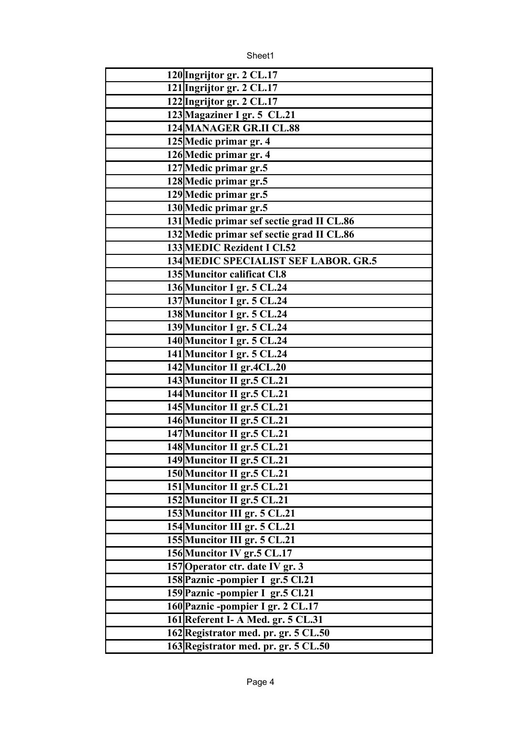| | |
|---|---|
| 120 | Ingrijtor gr. 2 CL.17 |
| 121 | Ingrijtor gr. 2 CL.17 |
| 122 | Ingrijtor gr. 2 CL.17 |
| 123 | Magaziner I gr. 5 CL.21 |
| 124 | MANAGER GR.II CL.88 |
| 125 | Medic primar gr. 4 |
| 126 | Medic primar gr. 4 |
| 127 | Medic primar gr.5 |
| 128 | Medic primar gr.5 |
| 129 | Medic primar gr.5 |
| 130 | Medic primar gr.5 |
| 131 | Medic primar sef sectie grad II CL.86 |
| 132 | Medic primar sef sectie grad II CL.86 |
| 133 | MEDIC Rezident I Cl.52 |
| 134 | MEDIC SPECIALIST SEF LABOR. GR.5 |
| 135 | Muncitor calificat Cl.8 |
| 136 | Muncitor I gr. 5 CL.24 |
| 137 | Muncitor I gr. 5 CL.24 |
| 138 | Muncitor I gr. 5 CL.24 |
| 139 | Muncitor I gr. 5 CL.24 |
| 140 | Muncitor I gr. 5 CL.24 |
| 141 | Muncitor I gr. 5 CL.24 |
| 142 | Muncitor II gr.4CL.20 |
| 143 | Muncitor II gr.5 CL.21 |
| 144 | Muncitor II gr.5 CL.21 |
| 145 | Muncitor II gr.5 CL.21 |
| 146 | Muncitor II gr.5 CL.21 |
| 147 | Muncitor II gr.5 CL.21 |
| 148 | Muncitor II gr.5 CL.21 |
| 149 | Muncitor II gr.5 CL.21 |
| 150 | Muncitor II gr.5 CL.21 |
| 151 | Muncitor II gr.5 CL.21 |
| 152 | Muncitor II gr.5 CL.21 |
| 153 | Muncitor III gr. 5 CL.21 |
| 154 | Muncitor III gr. 5 CL.21 |
| 155 | Muncitor III gr. 5 CL.21 |
| 156 | Muncitor IV gr.5 CL.17 |
| 157 | Operator ctr. date IV gr. 3 |
| 158 | Paznic -pompier I gr.5 Cl.21 |
| 159 | Paznic -pompier I gr.5 Cl.21 |
| 160 | Paznic -pompier I gr. 2 CL.17 |
| 161 | Referent I- A Med. gr. 5 CL.31 |
| 162 | Registrator med. pr. gr. 5 CL.50 |
| 163 | Registrator med. pr. gr. 5 CL.50 |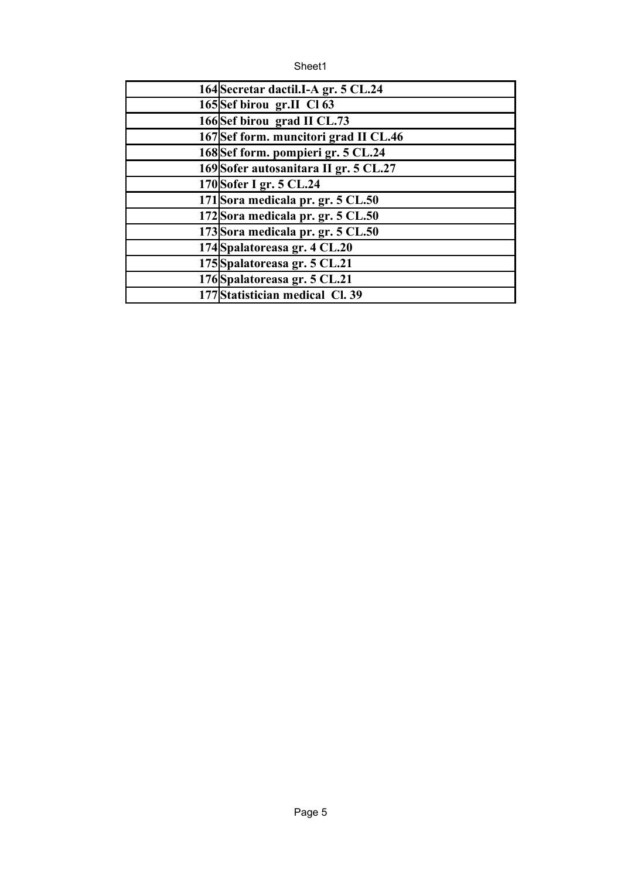| | | |
|---|---|---|
| | 164 | Secretar dactil.I-A gr. 5 CL.24 |
| | 165 | Sef birou gr.II Cl 63 |
| | 166 | Sef birou grad II CL.73 |
| | 167 | Sef form. muncitori grad II CL.46 |
| | 168 | Sef form. pompieri gr. 5 CL.24 |
| | 169 | Sofer autosanitara II gr. 5 CL.27 |
| | 170 | Sofer I gr. 5 CL.24 |
| | 171 | Sora medicala pr. gr. 5 CL.50 |
| | 172 | Sora medicala pr. gr. 5 CL.50 |
| | 173 | Sora medicala pr. gr. 5 CL.50 |
| | 174 | Spalatoreasa gr. 4 CL.20 |
| | 175 | Spalatoreasa gr. 5 CL.21 |
| | 176 | Spalatoreasa gr. 5 CL.21 |
| | 177 | Statistician medical Cl. 39 |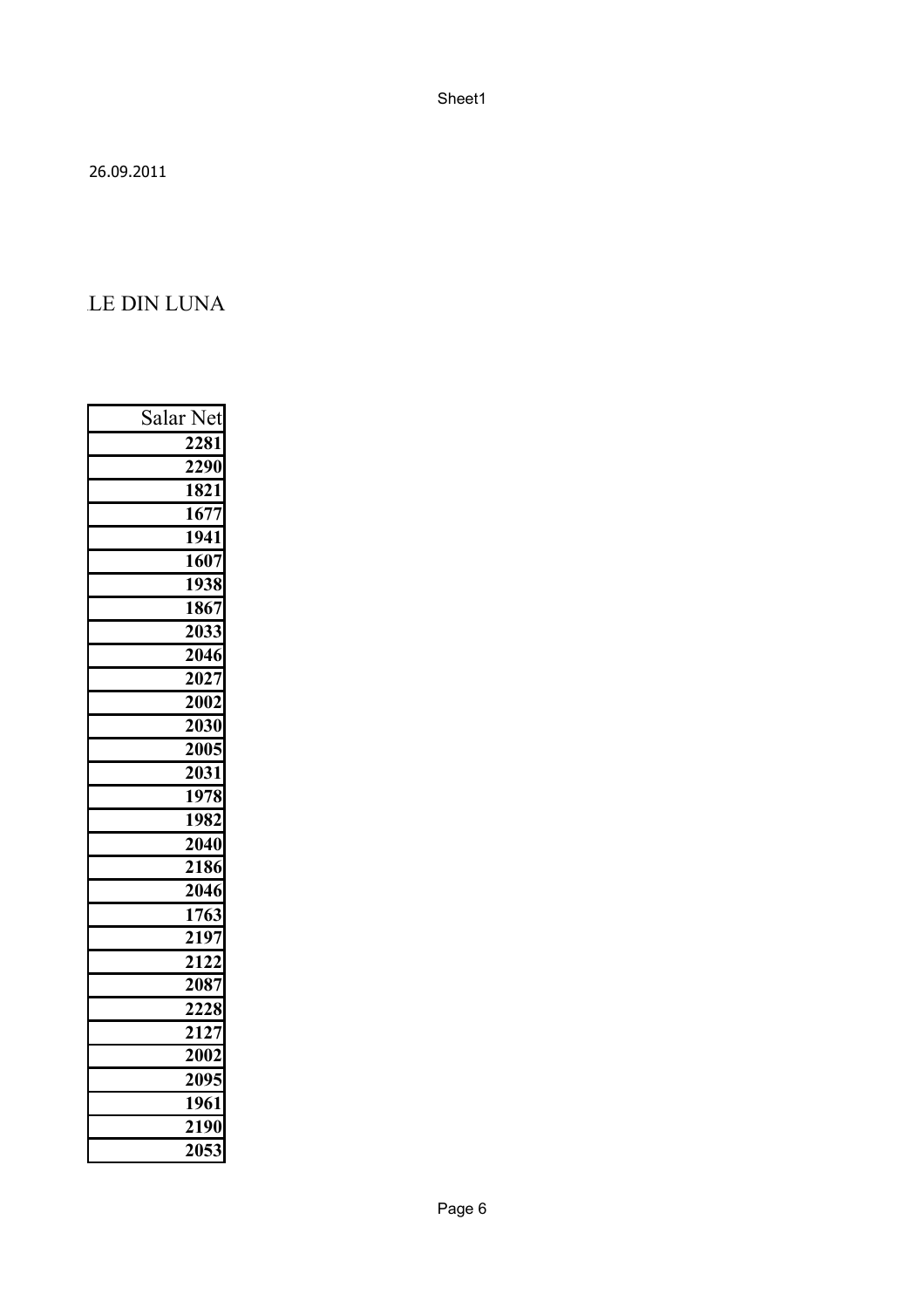26.09.2011

LE DIN LUNA

| Salar Net |
|---:|
| **2281** |
| **2290** |
| **1821** |
| **1677** |
| **1941** |
| **1607** |
| **1938** |
| **1867** |
| **2033** |
| **2046** |
| **2027** |
| **2002** |
| **2030** |
| **2005** |
| **2031** |
| **1978** |
| **1982** |
| **2040** |
| **2186** |
| **2046** |
| **1763** |
| **2197** |
| **2122** |
| **2087** |
| **2228** |
| **2127** |
| **2002** |
| **2095** |
| **1961** |
| **2190** |
| **2053** |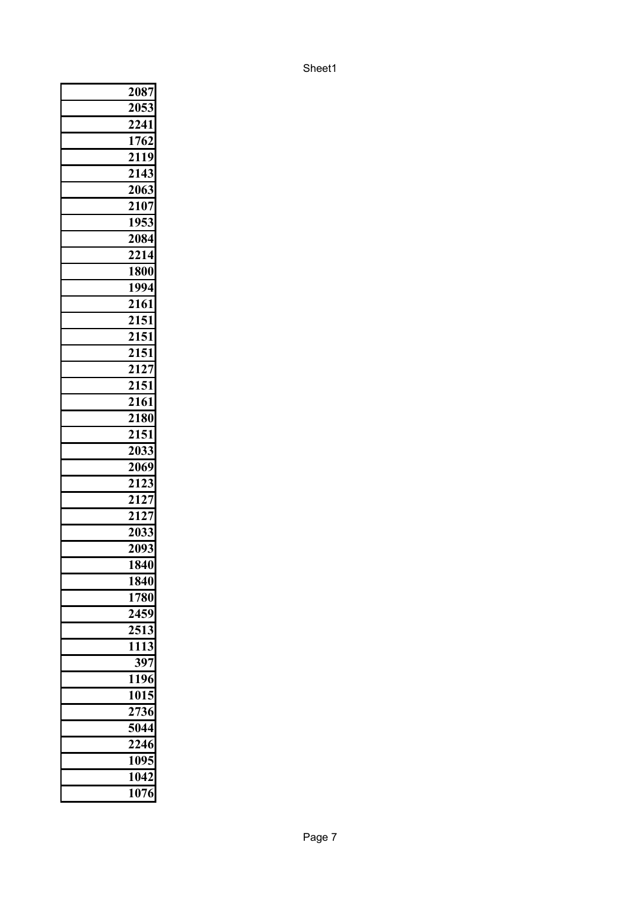| |
|---|
| 2087 |
| 2053 |
| 2241 |
| 1762 |
| 2119 |
| 2143 |
| 2063 |
| 2107 |
| 1953 |
| 2084 |
| 2214 |
| 1800 |
| 1994 |
| 2161 |
| 2151 |
| 2151 |
| 2151 |
| 2127 |
| 2151 |
| 2161 |
| 2180 |
| 2151 |
| 2033 |
| 2069 |
| 2123 |
| 2127 |
| 2127 |
| 2033 |
| 2093 |
| 1840 |
| 1840 |
| 1780 |
| 2459 |
| 2513 |
| 1113 |
| 397 |
| 1196 |
| 1015 |
| 2736 |
| 5044 |
| 2246 |
| 1095 |
| 1042 |
| 1076 |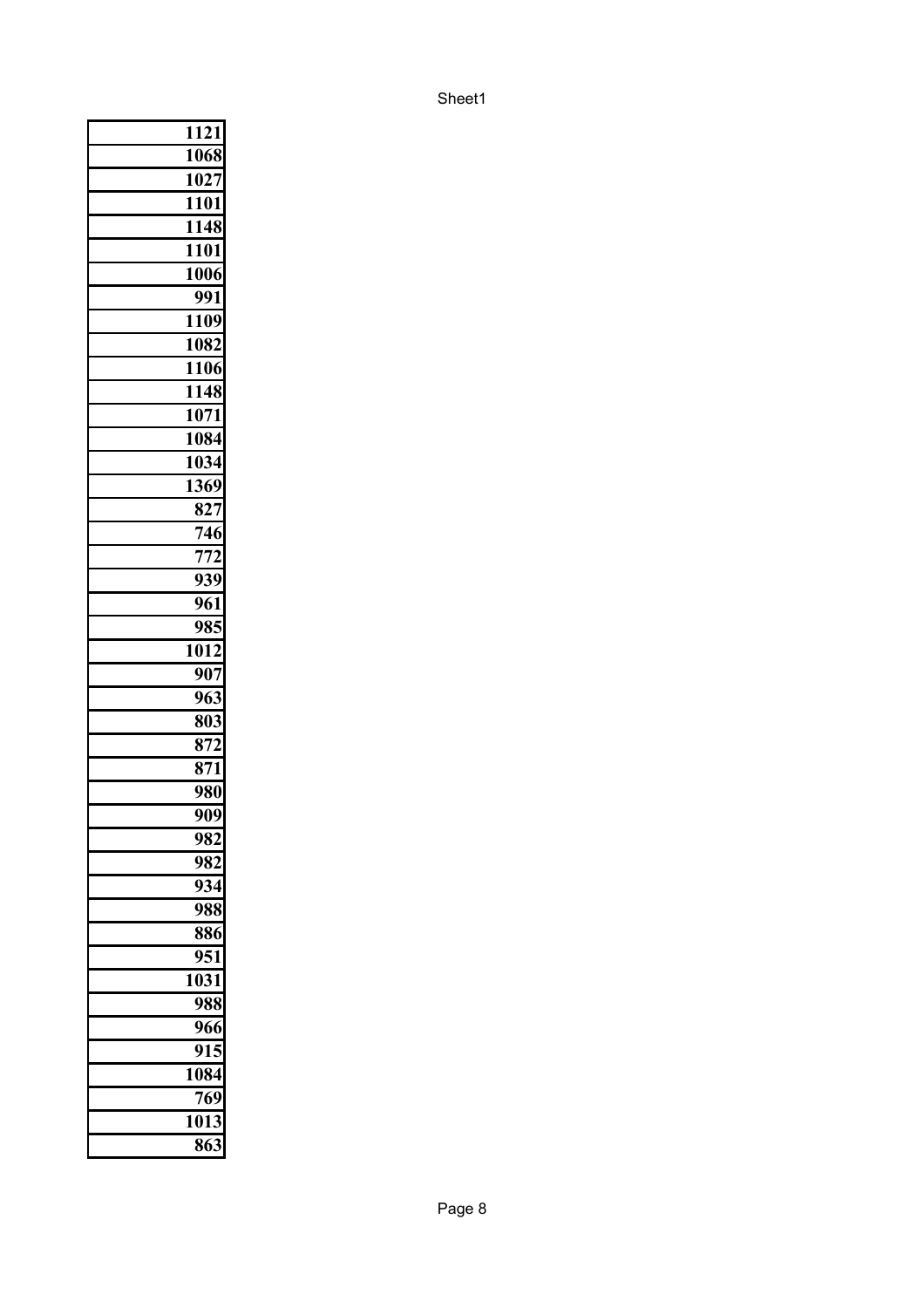| 1121 |
| ---: |
| 1068 |
| 1027 |
| 1101 |
| 1148 |
| 1101 |
| 1006 |
| 991 |
| 1109 |
| 1082 |
| 1106 |
| 1148 |
| 1071 |
| 1084 |
| 1034 |
| 1369 |
| 827 |
| 746 |
| 772 |
| 939 |
| 961 |
| 985 |
| 1012 |
| 907 |
| 963 |
| 803 |
| 872 |
| 871 |
| 980 |
| 909 |
| 982 |
| 982 |
| 934 |
| 988 |
| 886 |
| 951 |
| 1031 |
| 988 |
| 966 |
| 915 |
| 1084 |
| 769 |
| 1013 |
| 863 |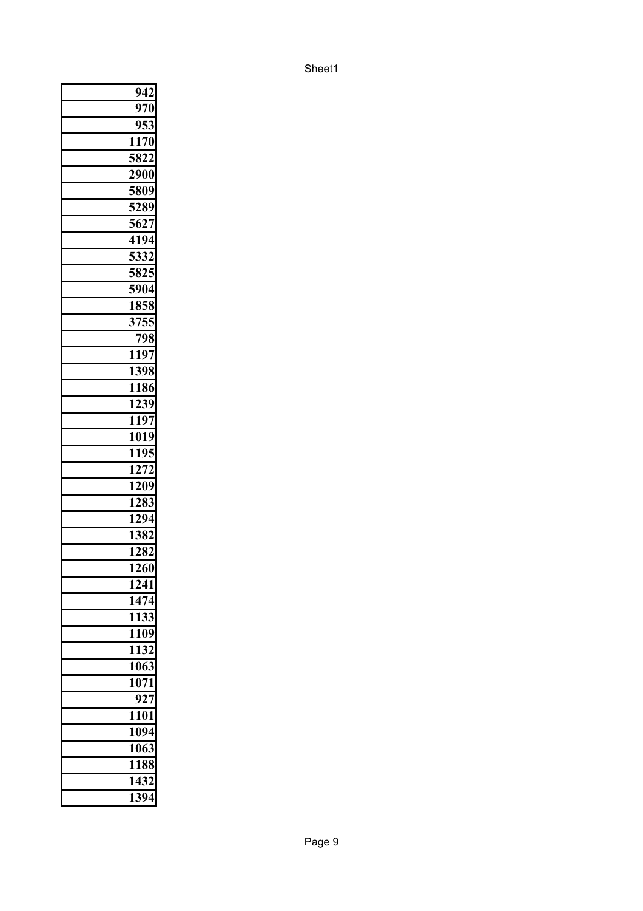| |
|---|
| 942 |
| 970 |
| 953 |
| 1170 |
| 5822 |
| 2900 |
| 5809 |
| 5289 |
| 5627 |
| 4194 |
| 5332 |
| 5825 |
| 5904 |
| 1858 |
| 3755 |
| 798 |
| 1197 |
| 1398 |
| 1186 |
| 1239 |
| 1197 |
| 1019 |
| 1195 |
| 1272 |
| 1209 |
| 1283 |
| 1294 |
| 1382 |
| 1282 |
| 1260 |
| 1241 |
| 1474 |
| 1133 |
| 1109 |
| 1132 |
| 1063 |
| 1071 |
| 927 |
| 1101 |
| 1094 |
| 1063 |
| 1188 |
| 1432 |
| 1394 |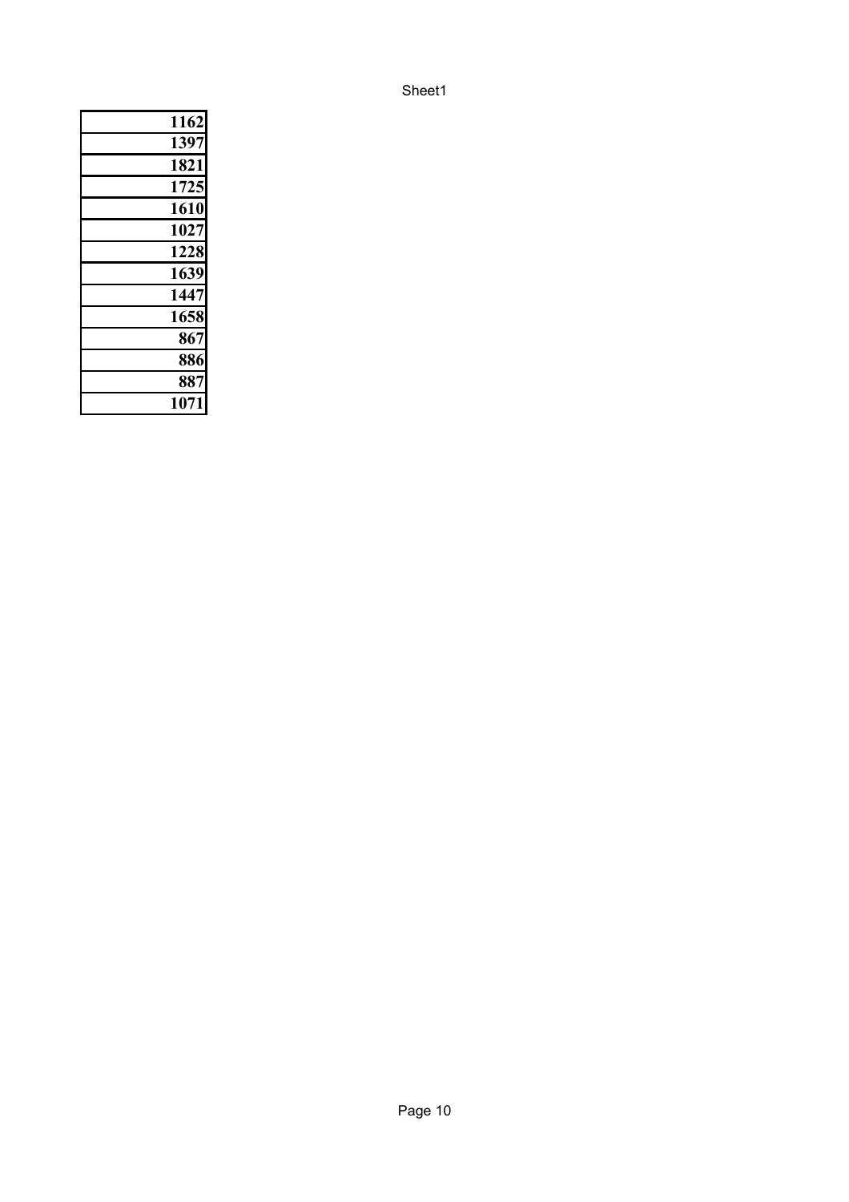| |
|---|
| **1162** |
| **1397** |
| **1821** |
| **1725** |
| **1610** |
| **1027** |
| **1228** |
| **1639** |
| **1447** |
| **1658** |
| **867** |
| **886** |
| **887** |
| **1071** |